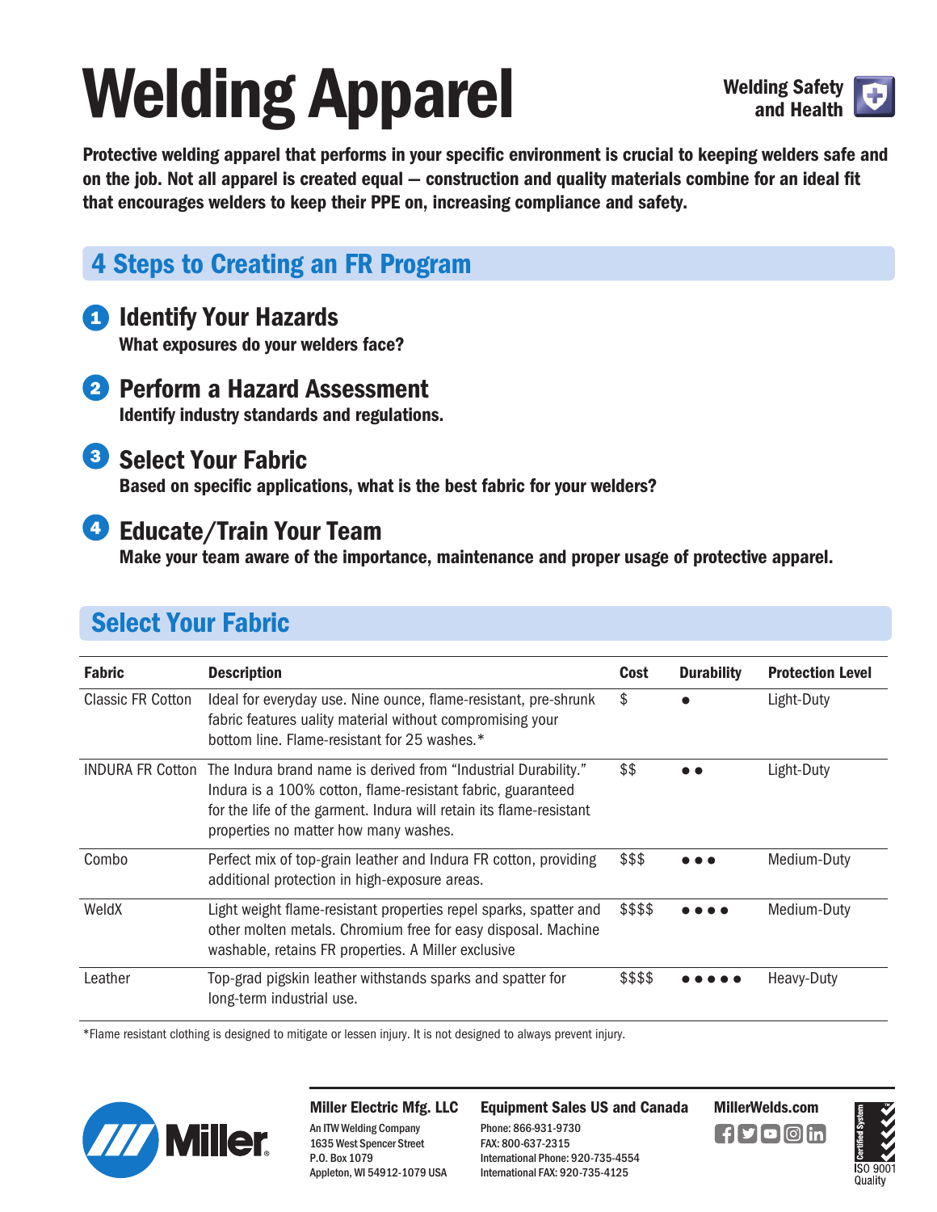# Welding Apparel

Welding Safety and Health

**Protective welding apparel that performs in your specific environment is crucial to keeping welders safe and on the job. Not all apparel is created equal — construction and quality materials combine for an ideal fit that encourages welders to keep their PPE on, increasing compliance and safety.**

## 4 Steps to Creating an FR Program

### 1 Identify Your Hazards

**What exposures do your welders face?**

### 2 Perform a Hazard Assessment

**Identify industry standards and regulations.**

### 3 Select Your Fabric

**Based on specific applications, what is the best fabric for your welders?**

### 4 Educate/Train Your Team

**Make your team aware of the importance, maintenance and proper usage of protective apparel.**

## Select Your Fabric

| Fabric | Description | Cost | Durability | Protection Level |
|---|---|---|---|---|
| Classic FR Cotton | Ideal for everyday use. Nine ounce, flame-resistant, pre-shrunk fabric features uality material without compromising your bottom line. Flame-resistant for 25 washes.* | $ | ● | Light-Duty |
| INDURA FR Cotton | The Indura brand name is derived from "Industrial Durability." Indura is a 100% cotton, flame-resistant fabric, guaranteed for the life of the garment. Indura will retain its flame-resistant properties no matter how many washes. | $$ | ● ● | Light-Duty |
| Combo | Perfect mix of top-grain leather and Indura FR cotton, providing additional protection in high-exposure areas. | $$$ | ● ● ● | Medium-Duty |
| WeldX | Light weight flame-resistant properties repel sparks, spatter and other molten metals. Chromium free for easy disposal. Machine washable, retains FR properties. A Miller exclusive | $$$$ | ● ● ● ● | Medium-Duty |
| Leather | Top-grad pigskin leather withstands sparks and spatter for long-term industrial use. | $$$$ | ● ● ● ● ● | Heavy-Duty |

*Flame resistant clothing is designed to mitigate or lessen injury. It is not designed to always prevent injury.

Miller

**Miller Electric Mfg. LLC**
An ITW Welding Company
1635 West Spencer Street
P.O. Box 1079
Appleton, WI 54912-1079 USA

**Equipment Sales US and Canada**
Phone: 866-931-9730
FAX: 800-637-2315
International Phone: 920-735-4554
International FAX: 920-735-4125

**MillerWelds.com**

Certified System ISO 9001 Quality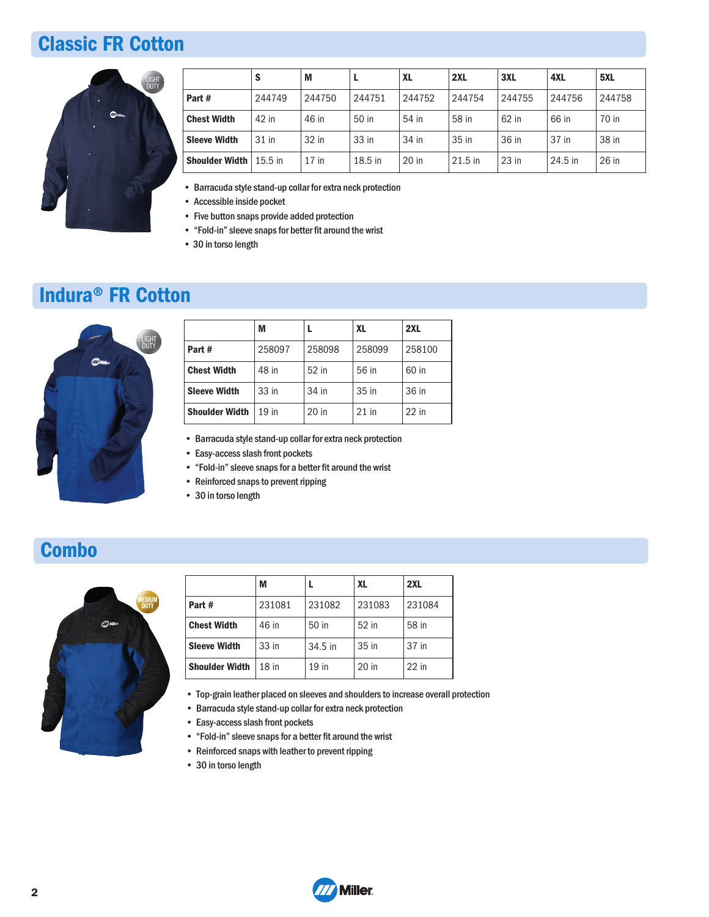## Classic FR Cotton

LIGHT DUTY

| | S | M | L | XL | 2XL | 3XL | 4XL | 5XL |
|---|---|---|---|---|---|---|---|---|
| Part # | 244749 | 244750 | 244751 | 244752 | 244754 | 244755 | 244756 | 244758 |
| Chest Width | 42 in | 46 in | 50 in | 54 in | 58 in | 62 in | 66 in | 70 in |
| Sleeve Width | 31 in | 32 in | 33 in | 34 in | 35 in | 36 in | 37 in | 38 in |
| Shoulder Width | 15.5 in | 17 in | 18.5 in | 20 in | 21.5 in | 23 in | 24.5 in | 26 in |

- Barracuda style stand-up collar for extra neck protection
- Accessible inside pocket
- Five button snaps provide added protection
- "Fold-in" sleeve snaps for better fit around the wrist
- 30 in torso length

## Indura® FR Cotton

LIGHT DUTY

| | M | L | XL | 2XL |
|---|---|---|---|---|
| Part # | 258097 | 258098 | 258099 | 258100 |
| Chest Width | 48 in | 52 in | 56 in | 60 in |
| Sleeve Width | 33 in | 34 in | 35 in | 36 in |
| Shoulder Width | 19 in | 20 in | 21 in | 22 in |

- Barracuda style stand-up collar for extra neck protection
- Easy-access slash front pockets
- "Fold-in" sleeve snaps for a better fit around the wrist
- Reinforced snaps to prevent ripping
- 30 in torso length

## Combo

MEDIUM DUTY

| | M | L | XL | 2XL |
|---|---|---|---|---|
| Part # | 231081 | 231082 | 231083 | 231084 |
| Chest Width | 46 in | 50 in | 52 in | 58 in |
| Sleeve Width | 33 in | 34.5 in | 35 in | 37 in |
| Shoulder Width | 18 in | 19 in | 20 in | 22 in |

- Top-grain leather placed on sleeves and shoulders to increase overall protection
- Barracuda style stand-up collar for extra neck protection
- Easy-access slash front pockets
- "Fold-in" sleeve snaps for a better fit around the wrist
- Reinforced snaps with leather to prevent ripping
- 30 in torso length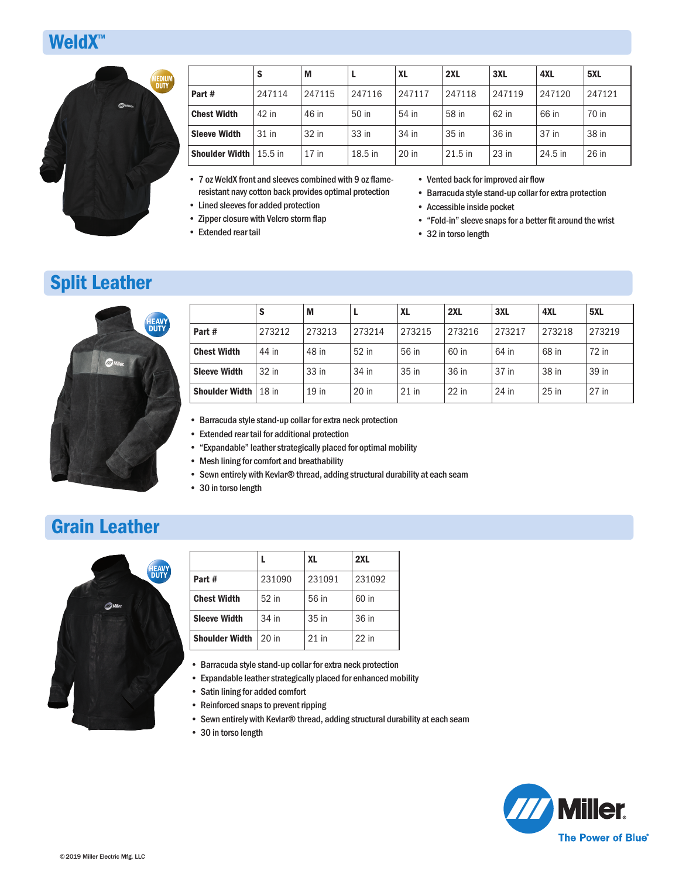## WeldX™

MEDIUM DUTY

| | S | M | L | XL | 2XL | 3XL | 4XL | 5XL |
|---|---|---|---|---|---|---|---|---|
| Part # | 247114 | 247115 | 247116 | 247117 | 247118 | 247119 | 247120 | 247121 |
| Chest Width | 42 in | 46 in | 50 in | 54 in | 58 in | 62 in | 66 in | 70 in |
| Sleeve Width | 31 in | 32 in | 33 in | 34 in | 35 in | 36 in | 37 in | 38 in |
| Shoulder Width | 15.5 in | 17 in | 18.5 in | 20 in | 21.5 in | 23 in | 24.5 in | 26 in |

- 7 oz WeldX front and sleeves combined with 9 oz flame-resistant navy cotton back provides optimal protection
- Lined sleeves for added protection
- Zipper closure with Velcro storm flap
- Extended rear tail
- Vented back for improved air flow
- Barracuda style stand-up collar for extra protection
- Accessible inside pocket
- "Fold-in" sleeve snaps for a better fit around the wrist
- 32 in torso length

## Split Leather

HEAVY DUTY

| | S | M | L | XL | 2XL | 3XL | 4XL | 5XL |
|---|---|---|---|---|---|---|---|---|
| Part # | 273212 | 273213 | 273214 | 273215 | 273216 | 273217 | 273218 | 273219 |
| Chest Width | 44 in | 48 in | 52 in | 56 in | 60 in | 64 in | 68 in | 72 in |
| Sleeve Width | 32 in | 33 in | 34 in | 35 in | 36 in | 37 in | 38 in | 39 in |
| Shoulder Width | 18 in | 19 in | 20 in | 21 in | 22 in | 24 in | 25 in | 27 in |

- Barracuda style stand-up collar for extra neck protection
- Extended rear tail for additional protection
- "Expandable" leather strategically placed for optimal mobility
- Mesh lining for comfort and breathability
- Sewn entirely with Kevlar® thread, adding structural durability at each seam
- 30 in torso length

## Grain Leather

HEAVY DUTY

| | L | XL | 2XL |
|---|---|---|---|
| Part # | 231090 | 231091 | 231092 |
| Chest Width | 52 in | 56 in | 60 in |
| Sleeve Width | 34 in | 35 in | 36 in |
| Shoulder Width | 20 in | 21 in | 22 in |

- Barracuda style stand-up collar for extra neck protection
- Expandable leather strategically placed for enhanced mobility
- Satin lining for added comfort
- Reinforced snaps to prevent ripping
- Sewn entirely with Kevlar® thread, adding structural durability at each seam
- 30 in torso length

Miller
The Power of Blue®

©2019 Miller Electric Mfg. LLC